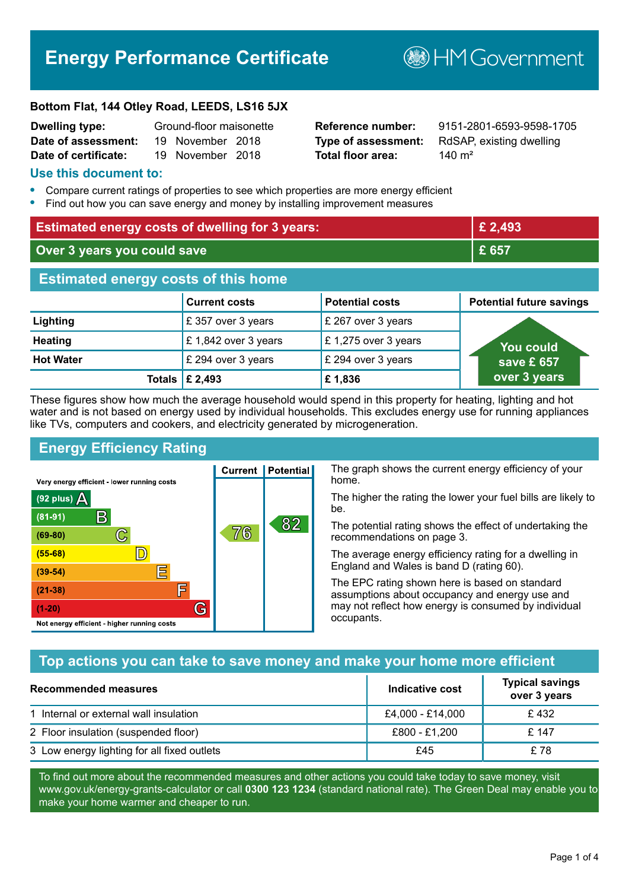# Energy Performance Certificate

HM Government

**Bottom Flat, 144 Otley Road, LEEDS, LS16 5JX**

| | | | |
|---|---|---|---|
| **Dwelling type:** | Ground-floor maisonette | **Reference number:** | 9151-2801-6593-9598-1705 |
| **Date of assessment:** | 19 November 2018 | **Type of assessment:** | RdSAP, existing dwelling |
| **Date of certificate:** | 19 November 2018 | **Total floor area:** | 140 m² |

## Use this document to:

- Compare current ratings of properties to see which properties are more energy efficient
- Find out how you can save energy and money by installing improvement measures

| | |
|---|---|
| **Estimated energy costs of dwelling for 3 years:** | **£ 2,493** |
| **Over 3 years you could save** | **£ 657** |

## Estimated energy costs of this home

| | Current costs | Potential costs | Potential future savings |
|---|---|---|---|
| **Lighting** | £ 357 over 3 years | £ 267 over 3 years | You could save £ 657 over 3 years |
| **Heating** | £ 1,842 over 3 years | £ 1,275 over 3 years | |
| **Hot Water** | £ 294 over 3 years | £ 294 over 3 years | |
| **Totals** | **£ 2,493** | **£ 1,836** | |

These figures show how much the average household would spend in this property for heating, lighting and hot water and is not based on energy used by individual households. This excludes energy use for running appliances like TVs, computers and cookers, and electricity generated by microgeneration.

## Energy Efficiency Rating

| Rating | Current | Potential |
|---|---|---|
| Very energy efficient - lower running costs | | |
| (92 plus) A | | |
| (81-91) B | | 82 |
| (69-80) C | 76 | |
| (55-68) D | | |
| (39-54) E | | |
| (21-38) F | | |
| (1-20) G | | |
| Not energy efficient - higher running costs | | |

The graph shows the current energy efficiency of your home.

The higher the rating the lower your fuel bills are likely to be.

The potential rating shows the effect of undertaking the recommendations on page 3.

The average energy efficiency rating for a dwelling in England and Wales is band D (rating 60).

The EPC rating shown here is based on standard assumptions about occupancy and energy use and may not reflect how energy is consumed by individual occupants.

## Top actions you can take to save money and make your home more efficient

| Recommended measures | Indicative cost | Typical savings over 3 years |
|---|---|---|
| 1 Internal or external wall insulation | £4,000 - £14,000 | £ 432 |
| 2 Floor insulation (suspended floor) | £800 - £1,200 | £ 147 |
| 3 Low energy lighting for all fixed outlets | £45 | £ 78 |

To find out more about the recommended measures and other actions you could take today to save money, visit www.gov.uk/energy-grants-calculator or call **0300 123 1234** (standard national rate). The Green Deal may enable you to make your home warmer and cheaper to run.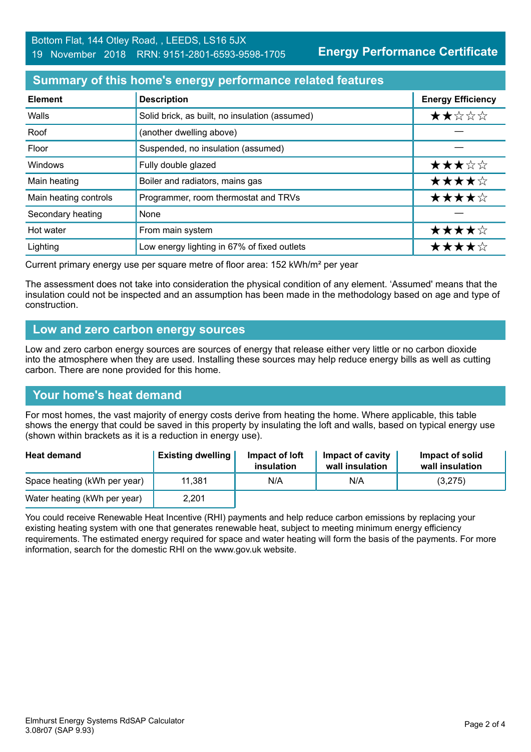Bottom Flat, 144 Otley Road, , LEEDS, LS16 5JX
19 November 2018 RRN: 9151-2801-6593-9598-1705

**Energy Performance Certificate**

## Summary of this home's energy performance related features

| Element | Description | Energy Efficiency |
|---|---|---|
| Walls | Solid brick, as built, no insulation (assumed) | ★★☆☆☆ |
| Roof | (another dwelling above) | — |
| Floor | Suspended, no insulation (assumed) | — |
| Windows | Fully double glazed | ★★★☆☆ |
| Main heating | Boiler and radiators, mains gas | ★★★★☆ |
| Main heating controls | Programmer, room thermostat and TRVs | ★★★★☆ |
| Secondary heating | None | — |
| Hot water | From main system | ★★★★☆ |
| Lighting | Low energy lighting in 67% of fixed outlets | ★★★★☆ |

Current primary energy use per square metre of floor area: 152 kWh/m² per year

The assessment does not take into consideration the physical condition of any element. 'Assumed' means that the insulation could not be inspected and an assumption has been made in the methodology based on age and type of construction.

## Low and zero carbon energy sources

Low and zero carbon energy sources are sources of energy that release either very little or no carbon dioxide into the atmosphere when they are used. Installing these sources may help reduce energy bills as well as cutting carbon. There are none provided for this home.

## Your home's heat demand

For most homes, the vast majority of energy costs derive from heating the home. Where applicable, this table shows the energy that could be saved in this property by insulating the loft and walls, based on typical energy use (shown within brackets as it is a reduction in energy use).

| Heat demand | Existing dwelling | Impact of loft insulation | Impact of cavity wall insulation | Impact of solid wall insulation |
|---|---|---|---|---|
| Space heating (kWh per year) | 11,381 | N/A | N/A | (3,275) |
| Water heating (kWh per year) | 2,201 | | | |

You could receive Renewable Heat Incentive (RHI) payments and help reduce carbon emissions by replacing your existing heating system with one that generates renewable heat, subject to meeting minimum energy efficiency requirements. The estimated energy required for space and water heating will form the basis of the payments. For more information, search for the domestic RHI on the www.gov.uk website.

Elmhurst Energy Systems RdSAP Calculator
3.08r07 (SAP 9.93)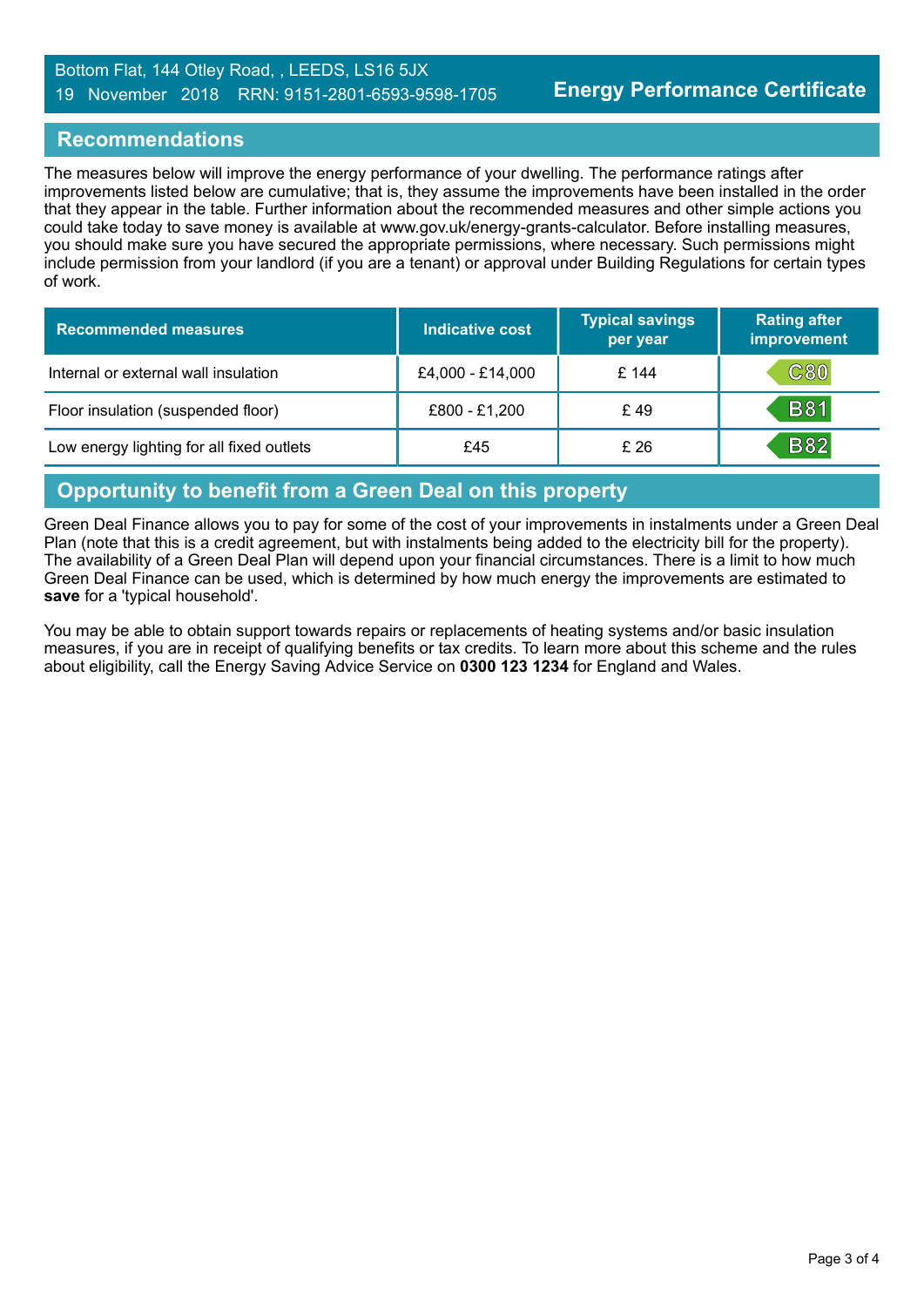Bottom Flat, 144 Otley Road, , LEEDS, LS16 5JX
19 November 2018 RRN: 9151-2801-6593-9598-1705

**Energy Performance Certificate**

## Recommendations

The measures below will improve the energy performance of your dwelling. The performance ratings after improvements listed below are cumulative; that is, they assume the improvements have been installed in the order that they appear in the table. Further information about the recommended measures and other simple actions you could take today to save money is available at www.gov.uk/energy-grants-calculator. Before installing measures, you should make sure you have secured the appropriate permissions, where necessary. Such permissions might include permission from your landlord (if you are a tenant) or approval under Building Regulations for certain types of work.

| Recommended measures | Indicative cost | Typical savings per year | Rating after improvement |
|---|---|---|---|
| Internal or external wall insulation | £4,000 - £14,000 | £ 144 | C80 |
| Floor insulation (suspended floor) | £800 - £1,200 | £ 49 | B81 |
| Low energy lighting for all fixed outlets | £45 | £ 26 | B82 |

## Opportunity to benefit from a Green Deal on this property

Green Deal Finance allows you to pay for some of the cost of your improvements in instalments under a Green Deal Plan (note that this is a credit agreement, but with instalments being added to the electricity bill for the property). The availability of a Green Deal Plan will depend upon your financial circumstances. There is a limit to how much Green Deal Finance can be used, which is determined by how much energy the improvements are estimated to **save** for a 'typical household'.

You may be able to obtain support towards repairs or replacements of heating systems and/or basic insulation measures, if you are in receipt of qualifying benefits or tax credits. To learn more about this scheme and the rules about eligibility, call the Energy Saving Advice Service on **0300 123 1234** for England and Wales.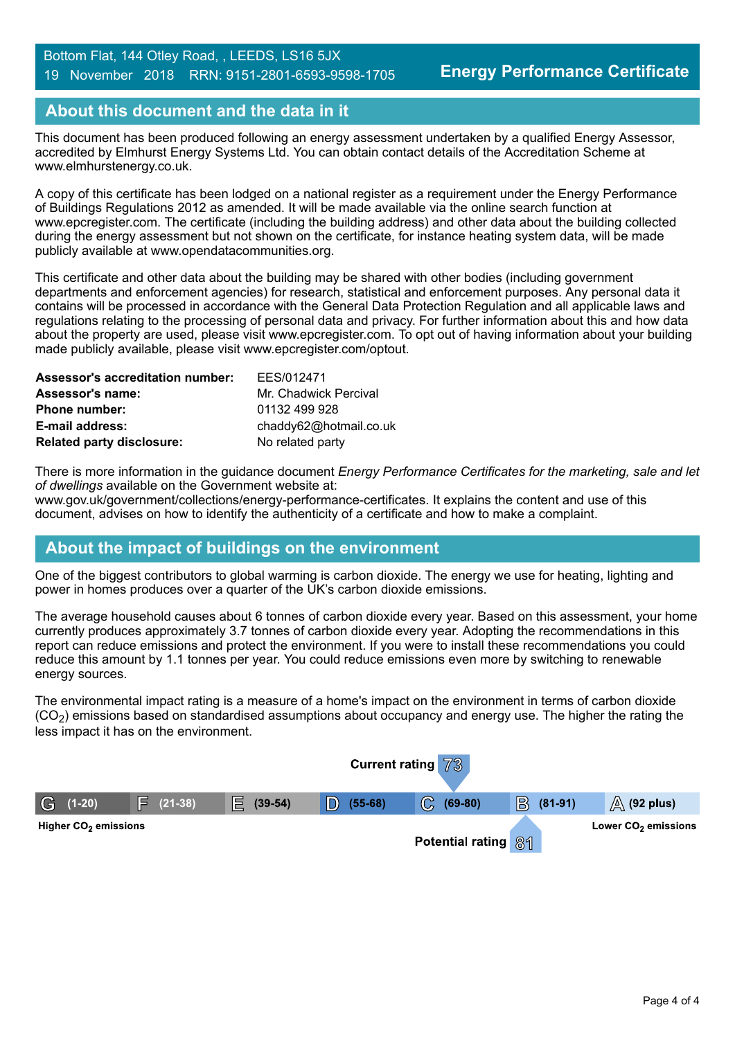Bottom Flat, 144 Otley Road, , LEEDS, LS16 5JX
19 November 2018 RRN: 9151-2801-6593-9598-1705

**Energy Performance Certificate**

## About this document and the data in it

This document has been produced following an energy assessment undertaken by a qualified Energy Assessor, accredited by Elmhurst Energy Systems Ltd. You can obtain contact details of the Accreditation Scheme at www.elmhurstenergy.co.uk.

A copy of this certificate has been lodged on a national register as a requirement under the Energy Performance of Buildings Regulations 2012 as amended. It will be made available via the online search function at www.epcregister.com. The certificate (including the building address) and other data about the building collected during the energy assessment but not shown on the certificate, for instance heating system data, will be made publicly available at www.opendatacommunities.org.

This certificate and other data about the building may be shared with other bodies (including government departments and enforcement agencies) for research, statistical and enforcement purposes. Any personal data it contains will be processed in accordance with the General Data Protection Regulation and all applicable laws and regulations relating to the processing of personal data and privacy. For further information about this and how data about the property are used, please visit www.epcregister.com. To opt out of having information about your building made publicly available, please visit www.epcregister.com/optout.

| | |
|---|---|
| **Assessor's accreditation number:** | EES/012471 |
| **Assessor's name:** | Mr. Chadwick Percival |
| **Phone number:** | 01132 499 928 |
| **E-mail address:** | chaddy62@hotmail.co.uk |
| **Related party disclosure:** | No related party |

There is more information in the guidance document *Energy Performance Certificates for the marketing, sale and let of dwellings* available on the Government website at: www.gov.uk/government/collections/energy-performance-certificates. It explains the content and use of this document, advises on how to identify the authenticity of a certificate and how to make a complaint.

## About the impact of buildings on the environment

One of the biggest contributors to global warming is carbon dioxide. The energy we use for heating, lighting and power in homes produces over a quarter of the UK's carbon dioxide emissions.

The average household causes about 6 tonnes of carbon dioxide every year. Based on this assessment, your home currently produces approximately 3.7 tonnes of carbon dioxide every year. Adopting the recommendations in this report can reduce emissions and protect the environment. If you were to install these recommendations you could reduce this amount by 1.1 tonnes per year. You could reduce emissions even more by switching to renewable energy sources.

The environmental impact rating is a measure of a home's impact on the environment in terms of carbon dioxide ($CO_2$) emissions based on standardised assumptions about occupancy and energy use. The higher the rating the less impact it has on the environment.

Current rating 73

G (1-20) F (21-38) E (39-54) D (55-68) C (69-80) B (81-91) A (92 plus)

Higher $CO_2$ emissions

Lower $CO_2$ emissions

Potential rating 81